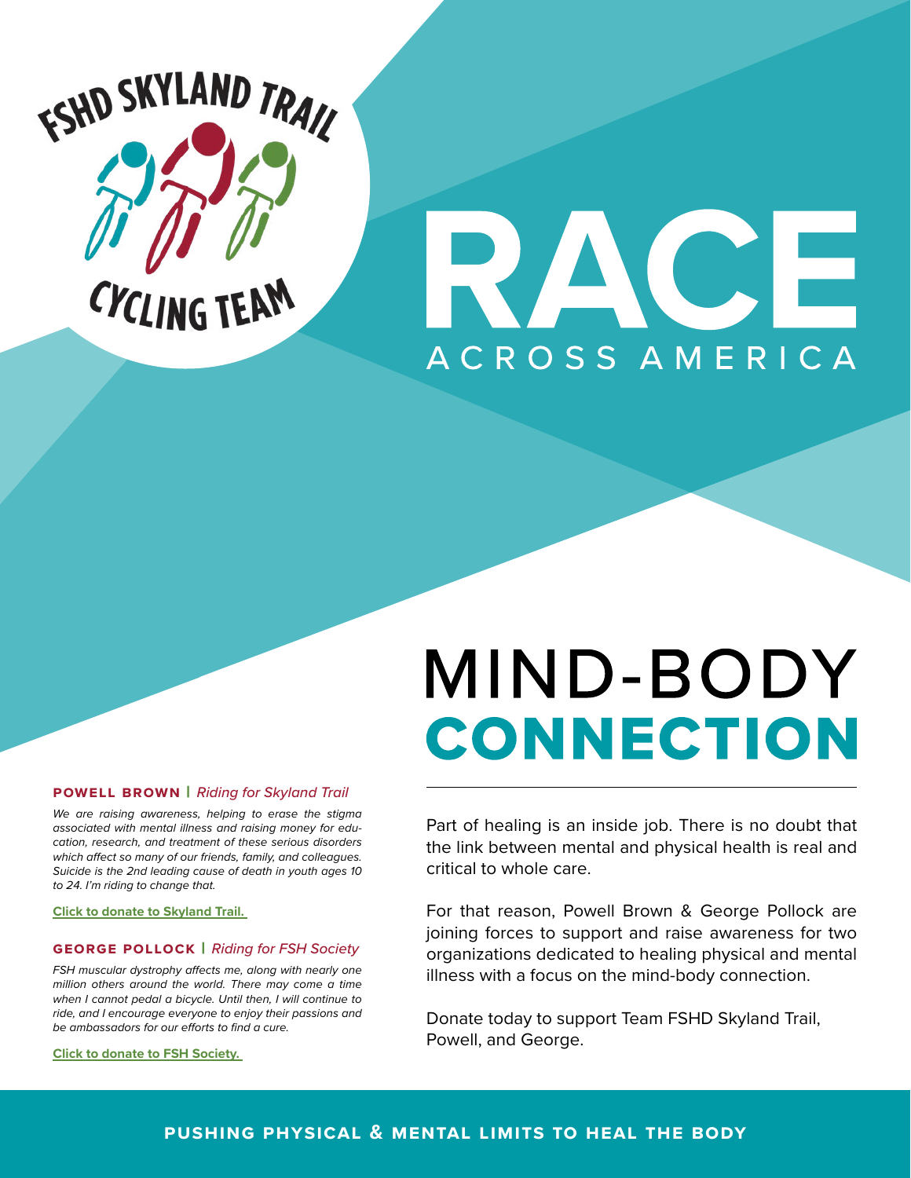FSHD SKYLAND TRAIL CYCLING TEAM

# RACE ACROSS AMERICA

# MIND-BODY CONNECTION

Part of healing is an inside job. There is no doubt that the link between mental and physical health is real and critical to whole care.

For that reason, Powell Brown & George Pollock are joining forces to support and raise awareness for two organizations dedicated to healing physical and mental illness with a focus on the mind-body connection.

Donate today to support Team FSHD Skyland Trail, Powell, and George.

**POWELL BROWN** | *Riding for Skyland Trail*

*We are raising awareness, helping to erase the stigma associated with mental illness and raising money for education, research, and treatment of these serious disorders which affect so many of our friends, family, and colleagues. Suicide is the 2nd leading cause of death in youth ages 10 to 24. I'm riding to change that.*

**Click to donate to Skyland Trail.**

**GEORGE POLLOCK** | *Riding for FSH Society*

*FSH muscular dystrophy affects me, along with nearly one million others around the world. There may come a time when I cannot pedal a bicycle. Until then, I will continue to ride, and I encourage everyone to enjoy their passions and be ambassadors for our efforts to find a cure.*

**Click to donate to FSH Society.**

**PUSHING PHYSICAL & MENTAL LIMITS TO HEAL THE BODY**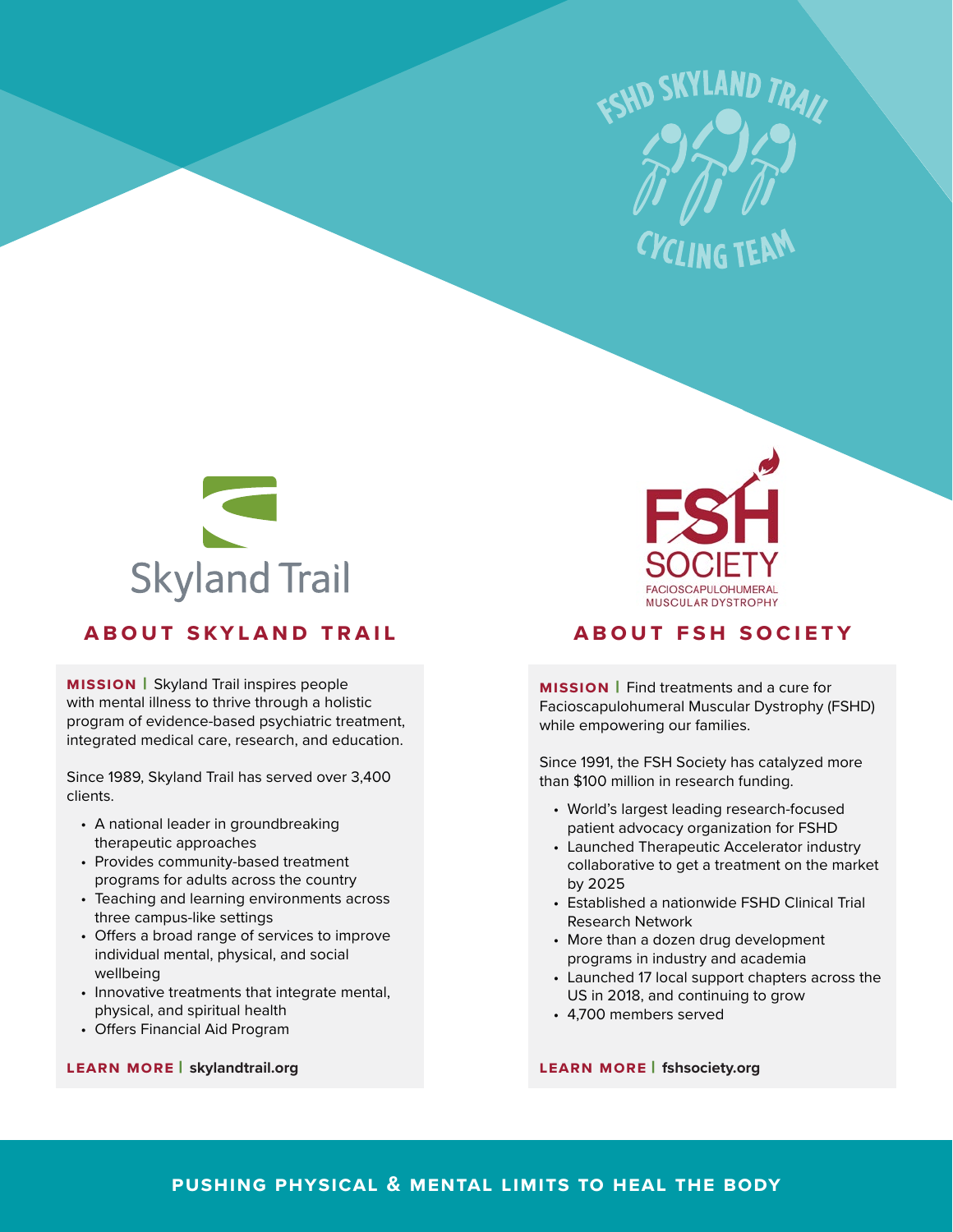FSHD SKYLAND TRAIL CYCLING TEAM

Skyland Trail

## ABOUT SKYLAND TRAIL

**MISSION |** Skyland Trail inspires people with mental illness to thrive through a holistic program of evidence-based psychiatric treatment, integrated medical care, research, and education.

Since 1989, Skyland Trail has served over 3,400 clients.

- A national leader in groundbreaking therapeutic approaches
- Provides community-based treatment programs for adults across the country
- Teaching and learning environments across three campus-like settings
- Offers a broad range of services to improve individual mental, physical, and social wellbeing
- Innovative treatments that integrate mental, physical, and spiritual health
- Offers Financial Aid Program

**LEARN MORE |** **skylandtrail.org**

FSH SOCIETY
FACIOSCAPULOHUMERAL MUSCULAR DYSTROPHY

## ABOUT FSH SOCIETY

**MISSION |** Find treatments and a cure for Facioscapulohumeral Muscular Dystrophy (FSHD) while empowering our families.

Since 1991, the FSH Society has catalyzed more than $100 million in research funding.

- World's largest leading research-focused patient advocacy organization for FSHD
- Launched Therapeutic Accelerator industry collaborative to get a treatment on the market by 2025
- Established a nationwide FSHD Clinical Trial Research Network
- More than a dozen drug development programs in industry and academia
- Launched 17 local support chapters across the US in 2018, and continuing to grow
- 4,700 members served

**LEARN MORE |** **fshsociety.org**

**PUSHING PHYSICAL & MENTAL LIMITS TO HEAL THE BODY**